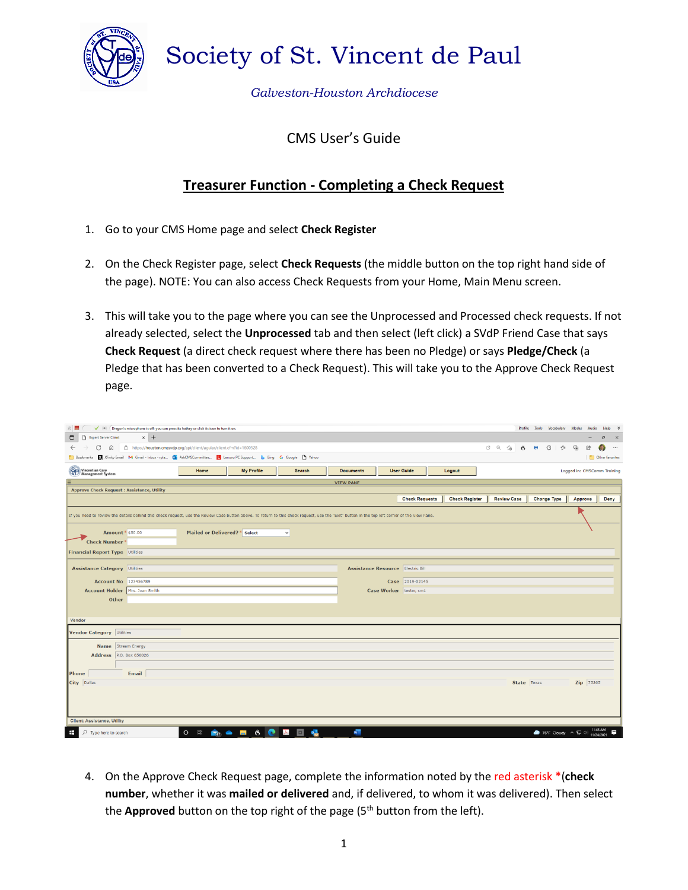# Society of St. Vincent de Paul

*Galveston-Houston Archdiocese*

CMS User's Guide

## Treasurer Function - Completing a Check Request

1. Go to your CMS Home page and select **Check Register**

2. On the Check Register page, select **Check Requests** (the middle button on the top right hand side of the page). NOTE: You can also access Check Requests from your Home, Main Menu screen.

3. This will take you to the page where you can see the Unprocessed and Processed check requests. If not already selected, select the **Unprocessed** tab and then select (left click) a SVdP Friend Case that says **Check Request** (a direct check request where there has been no Pledge) or says **Pledge/Check** (a Pledge that has been converted to a Check Request). This will take you to the Approve Check Request page.

4. On the Approve Check Request page, complete the information noted by the red asterisk * (**check number**, whether it was **mailed or delivered** and, if delivered, to whom it was delivered). Then select the **Approved** button on the top right of the page (5th button from the left).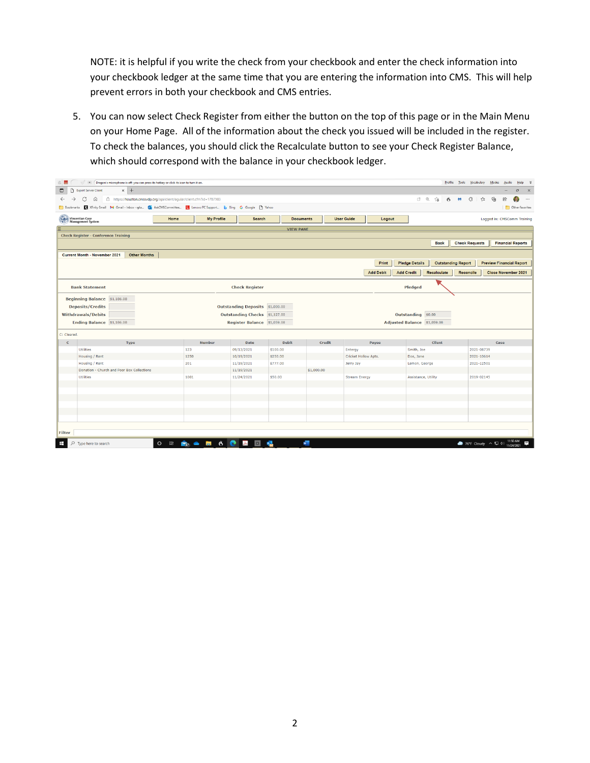NOTE: it is helpful if you write the check from your checkbook and enter the check information into your checkbook ledger at the same time that you are entering the information into CMS. This will help prevent errors in both your checkbook and CMS entries.

5. You can now select Check Register from either the button on the top of this page or in the Main Menu on your Home Page. All of the information about the check you issued will be included in the register. To check the balances, you should click the Recalculate button to see your Check Register Balance, which should correspond with the balance in your checkbook ledger.

Check Register - Conference Training

Current Month - November 2021 | Other Months

| Bank Statement | | Check Register | | Pledged | |
|---|---|---|---|---|---|
| Beginning Balance | $1,186.08 | Outstanding Deposits | $1,000.00 | | |
| Deposits/Credits | | Outstanding Checks | $1,127.00 | Outstanding | $0.00 |
| Withdrawals/Debits | | Register Balance | $1,059.08 | Adjusted Balance | $1,059.08 |
| Ending Balance | $1,186.08 | | | | |

C: Cleared.

| C | Type | Number | Date | Debit | Credit | Payee | Client | Case |
|---|---|---|---|---|---|---|---|---|
| | Utilities | 123 | 09/13/2021 | $100.00 | | Entergy | Smith, Joe | 2021-08739 |
| | Housing / Rent | 1250 | 10/19/2021 | $250.00 | | Cricket Hollow Apts. | Doe, Jane | 2021-10614 |
| | Housing / Rent | 201 | 11/19/2021 | $777.00 | | Jerry Jay | Lemon, George | 2021-12501 |
| | Donation - Church and Poor Box Collections | | 11/19/2021 | | $1,000.00 | | | |
| | Utilities | 1001 | 11/24/2021 | $50.00 | | Stream Energy | Assistance, Utility | 2019-02145 |